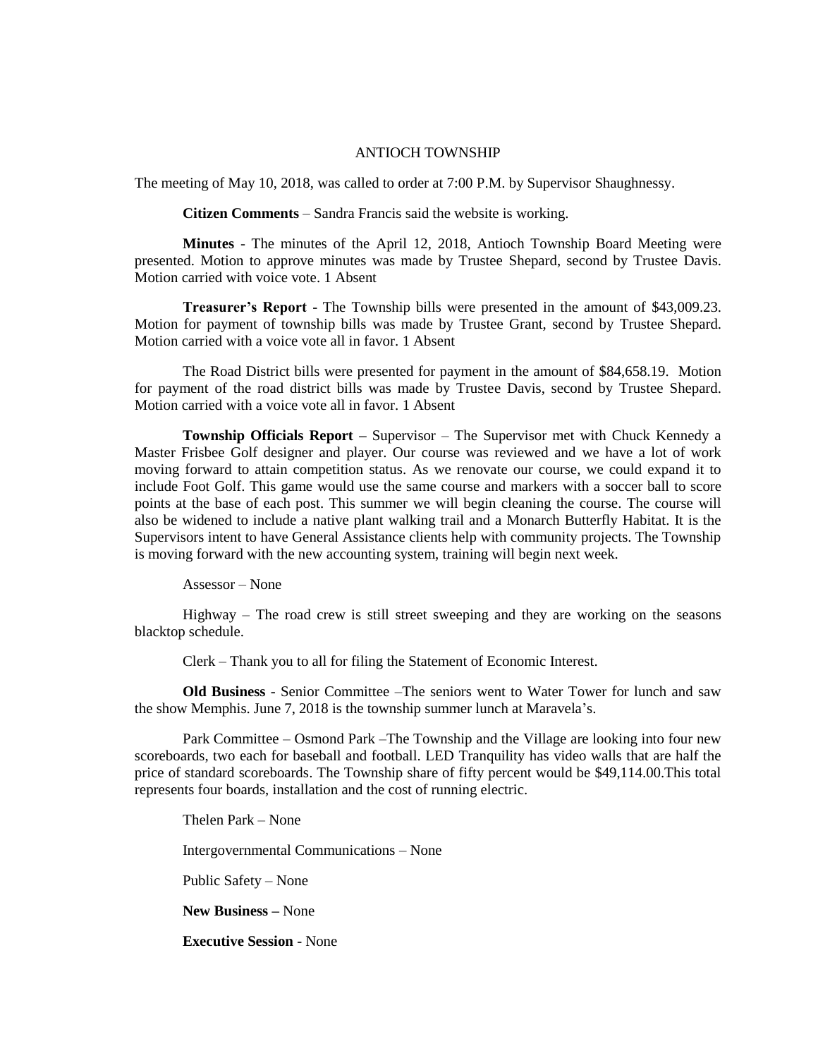# ANTIOCH TOWNSHIP

The meeting of May 10, 2018, was called to order at 7:00 P.M. by Supervisor Shaughnessy.

**Citizen Comments** – Sandra Francis said the website is working.

**Minutes** - The minutes of the April 12, 2018, Antioch Township Board Meeting were presented. Motion to approve minutes was made by Trustee Shepard, second by Trustee Davis. Motion carried with voice vote. 1 Absent

**Treasurer's Report** - The Township bills were presented in the amount of $43,009.23. Motion for payment of township bills was made by Trustee Grant, second by Trustee Shepard. Motion carried with a voice vote all in favor. 1 Absent

The Road District bills were presented for payment in the amount of $84,658.19. Motion for payment of the road district bills was made by Trustee Davis, second by Trustee Shepard. Motion carried with a voice vote all in favor. 1 Absent

**Township Officials Report –** Supervisor – The Supervisor met with Chuck Kennedy a Master Frisbee Golf designer and player. Our course was reviewed and we have a lot of work moving forward to attain competition status. As we renovate our course, we could expand it to include Foot Golf. This game would use the same course and markers with a soccer ball to score points at the base of each post. This summer we will begin cleaning the course. The course will also be widened to include a native plant walking trail and a Monarch Butterfly Habitat. It is the Supervisors intent to have General Assistance clients help with community projects. The Township is moving forward with the new accounting system, training will begin next week.

Assessor – None

Highway – The road crew is still street sweeping and they are working on the seasons blacktop schedule.

Clerk – Thank you to all for filing the Statement of Economic Interest.

**Old Business** - Senior Committee –The seniors went to Water Tower for lunch and saw the show Memphis. June 7, 2018 is the township summer lunch at Maravela's.

Park Committee – Osmond Park –The Township and the Village are looking into four new scoreboards, two each for baseball and football. LED Tranquility has video walls that are half the price of standard scoreboards. The Township share of fifty percent would be $49,114.00.This total represents four boards, installation and the cost of running electric.

Thelen Park – None

Intergovernmental Communications – None

Public Safety – None

**New Business –** None

**Executive Session** - None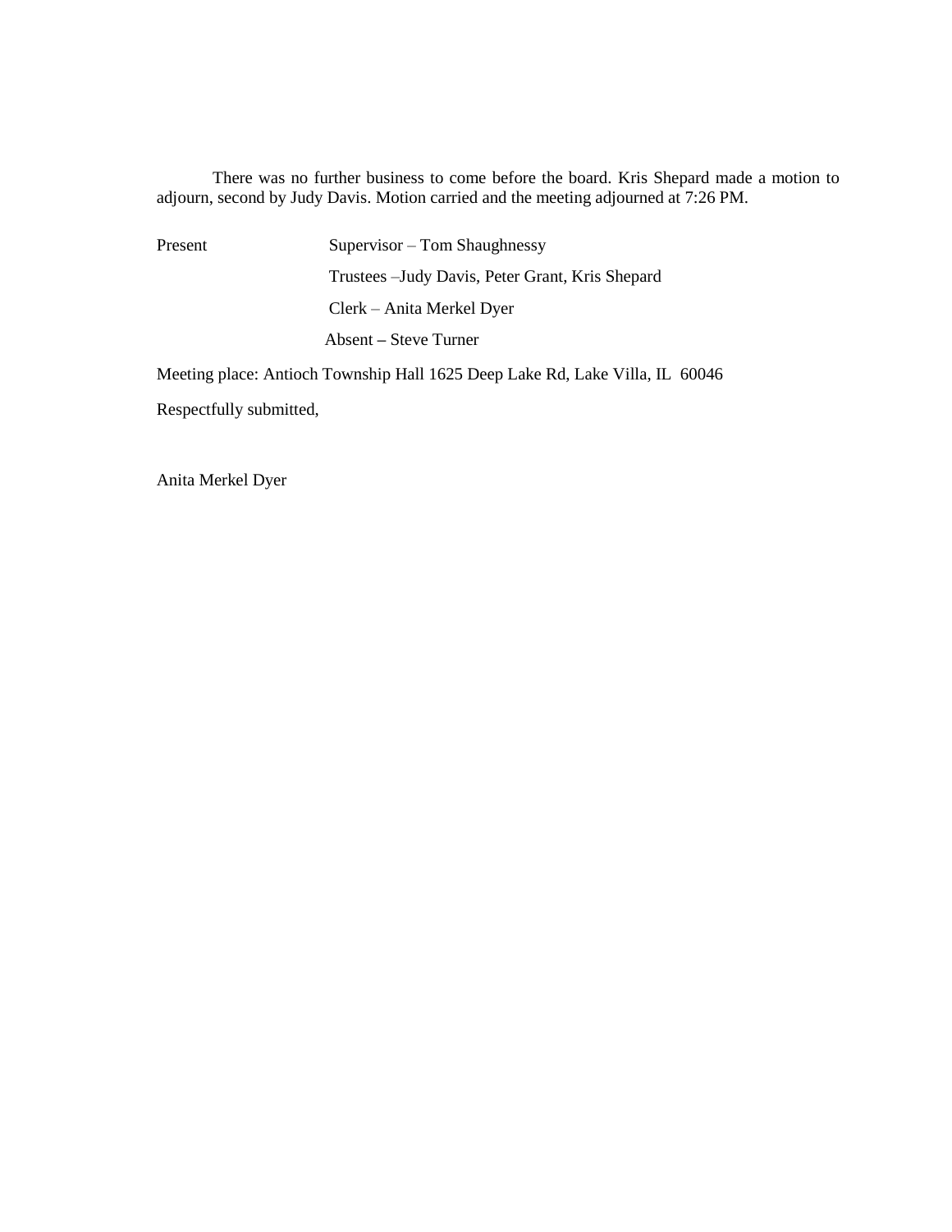There was no further business to come before the board. Kris Shepard made a motion to adjourn, second by Judy Davis. Motion carried and the meeting adjourned at 7:26 PM.

| | |
|---|---|
| Present | Supervisor – Tom Shaughnessy |
| | Trustees –Judy Davis, Peter Grant, Kris Shepard |
| | Clerk – Anita Merkel Dyer |
| | Absent – Steve Turner |

Meeting place: Antioch Township Hall 1625 Deep Lake Rd, Lake Villa, IL 60046

Respectfully submitted,

Anita Merkel Dyer